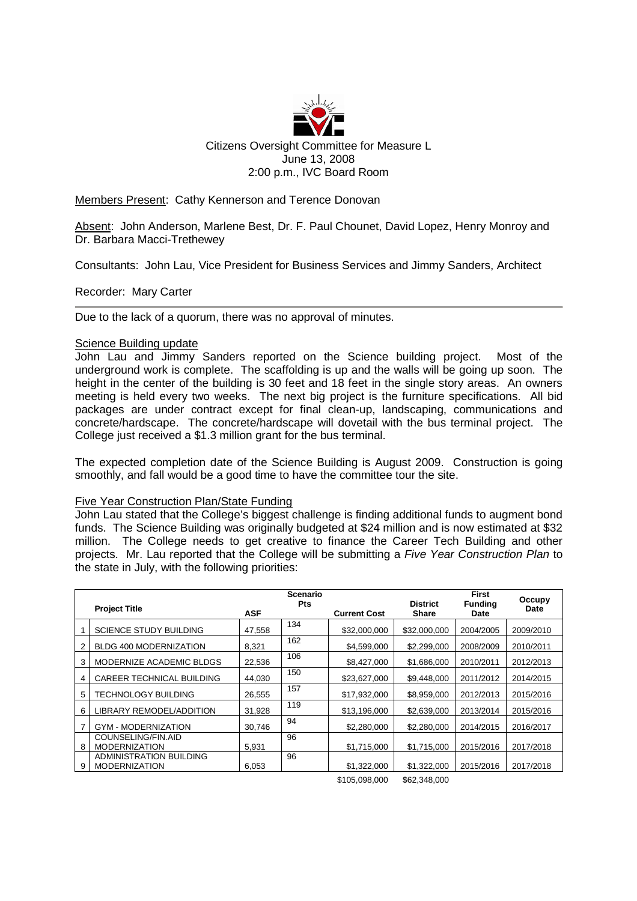Citizens Oversight Committee for Measure L
June 13, 2008
2:00 p.m., IVC Board Room

Members Present: Cathy Kennerson and Terence Donovan

Absent: John Anderson, Marlene Best, Dr. F. Paul Chounet, David Lopez, Henry Monroy and Dr. Barbara Macci-Trethewey

Consultants: John Lau, Vice President for Business Services and Jimmy Sanders, Architect

Recorder: Mary Carter

---

Due to the lack of a quorum, there was no approval of minutes.

## Science Building update

John Lau and Jimmy Sanders reported on the Science building project. Most of the underground work is complete. The scaffolding is up and the walls will be going up soon. The height in the center of the building is 30 feet and 18 feet in the single story areas. An owners meeting is held every two weeks. The next big project is the furniture specifications. All bid packages are under contract except for final clean-up, landscaping, communications and concrete/hardscape. The concrete/hardscape will dovetail with the bus terminal project. The College just received a $1.3 million grant for the bus terminal.

The expected completion date of the Science Building is August 2009. Construction is going smoothly, and fall would be a good time to have the committee tour the site.

## Five Year Construction Plan/State Funding

John Lau stated that the College's biggest challenge is finding additional funds to augment bond funds. The Science Building was originally budgeted at $24 million and is now estimated at $32 million. The College needs to get creative to finance the Career Tech Building and other projects. Mr. Lau reported that the College will be submitting a *Five Year Construction Plan* to the state in July, with the following priorities:

| | Project Title | ASF | Scenario Pts | Current Cost | District Share | First Funding Date | Occupy Date |
|---|---|---|---|---|---|---|---|
| 1 | SCIENCE STUDY BUILDING | 47,558 | 134 | $32,000,000 | $32,000,000 | 2004/2005 | 2009/2010 |
| 2 | BLDG 400 MODERNIZATION | 8,321 | 162 | $4,599,000 | $2,299,000 | 2008/2009 | 2010/2011 |
| 3 | MODERNIZE ACADEMIC BLDGS | 22,536 | 106 | $8,427,000 | $1,686,000 | 2010/2011 | 2012/2013 |
| 4 | CAREER TECHNICAL BUILDING | 44,030 | 150 | $23,627,000 | $9,448,000 | 2011/2012 | 2014/2015 |
| 5 | TECHNOLOGY BUILDING | 26,555 | 157 | $17,932,000 | $8,959,000 | 2012/2013 | 2015/2016 |
| 6 | LIBRARY REMODEL/ADDITION | 31,928 | 119 | $13,196,000 | $2,639,000 | 2013/2014 | 2015/2016 |
| 7 | GYM - MODERNIZATION | 30,746 | 94 | $2,280,000 | $2,280,000 | 2014/2015 | 2016/2017 |
| 8 | COUNSELING/FIN.AID MODERNIZATION | 5,931 | 96 | $1,715,000 | $1,715,000 | 2015/2016 | 2017/2018 |
| 9 | ADMINISTRATION BUILDING MODERNIZATION | 6,053 | 96 | $1,322,000 | $1,322,000 | 2015/2016 | 2017/2018 |
| | | | | $105,098,000 | $62,348,000 | | |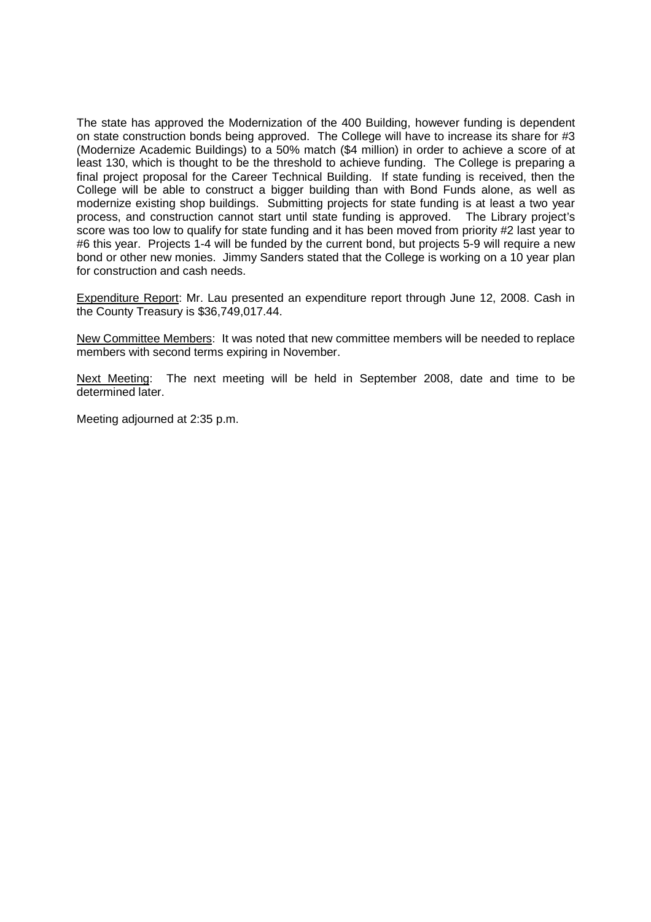The state has approved the Modernization of the 400 Building, however funding is dependent on state construction bonds being approved. The College will have to increase its share for #3 (Modernize Academic Buildings) to a 50% match ($4 million) in order to achieve a score of at least 130, which is thought to be the threshold to achieve funding. The College is preparing a final project proposal for the Career Technical Building. If state funding is received, then the College will be able to construct a bigger building than with Bond Funds alone, as well as modernize existing shop buildings. Submitting projects for state funding is at least a two year process, and construction cannot start until state funding is approved. The Library project's score was too low to qualify for state funding and it has been moved from priority #2 last year to #6 this year. Projects 1-4 will be funded by the current bond, but projects 5-9 will require a new bond or other new monies. Jimmy Sanders stated that the College is working on a 10 year plan for construction and cash needs.

<u>Expenditure Report</u>: Mr. Lau presented an expenditure report through June 12, 2008. Cash in the County Treasury is $36,749,017.44.

<u>New Committee Members</u>: It was noted that new committee members will be needed to replace members with second terms expiring in November.

<u>Next Meeting</u>: The next meeting will be held in September 2008, date and time to be determined later.

Meeting adjourned at 2:35 p.m.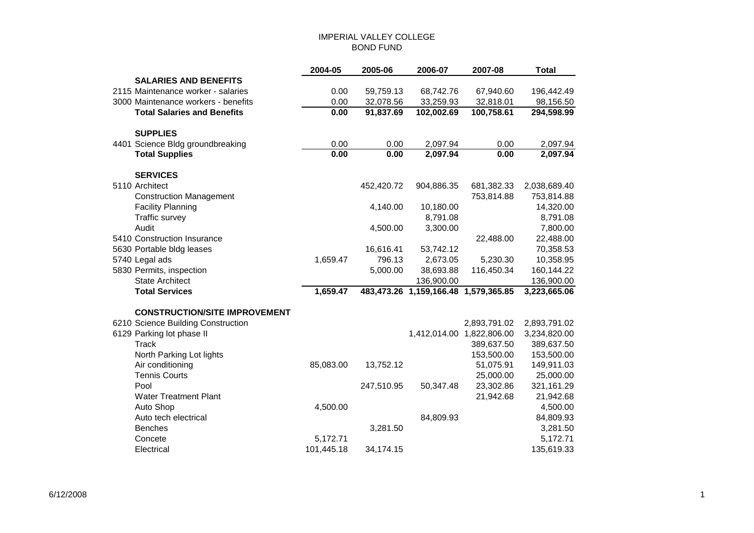# IMPERIAL VALLEY COLLEGE
## BOND FUND

| | 2004-05 | 2005-06 | 2006-07 | 2007-08 | Total |
|---|---|---|---|---|---|
| **SALARIES AND BENEFITS** | | | | | |
| 2115 Maintenance worker - salaries | 0.00 | 59,759.13 | 68,742.76 | 67,940.60 | 196,442.49 |
| 3000 Maintenance workers - benefits | 0.00 | 32,078.56 | 33,259.93 | 32,818.01 | 98,156.50 |
| **Total Salaries and Benefits** | **0.00** | **91,837.69** | **102,002.69** | **100,758.61** | **294,598.99** |
| **SUPPLIES** | | | | | |
| 4401 Science Bldg groundbreaking | 0.00 | 0.00 | 2,097.94 | 0.00 | 2,097.94 |
| **Total Supplies** | **0.00** | **0.00** | **2,097.94** | **0.00** | **2,097.94** |
| **SERVICES** | | | | | |
| 5110 Architect | | 452,420.72 | 904,886.35 | 681,382.33 | 2,038,689.40 |
| Construction Management | | | | 753,814.88 | 753,814.88 |
| Facility Planning | | 4,140.00 | 10,180.00 | | 14,320.00 |
| Traffic survey | | | 8,791.08 | | 8,791.08 |
| Audit | | 4,500.00 | 3,300.00 | | 7,800.00 |
| 5410 Construction Insurance | | | | 22,488.00 | 22,488.00 |
| 5630 Portable bldg leases | | 16,616.41 | 53,742.12 | | 70,358.53 |
| 5740 Legal ads | 1,659.47 | 796.13 | 2,673.05 | 5,230.30 | 10,358.95 |
| 5830 Permits, inspection | | 5,000.00 | 38,693.88 | 116,450.34 | 160,144.22 |
| State Architect | | | 136,900.00 | | 136,900.00 |
| **Total Services** | **1,659.47** | **483,473.26** | **1,159,166.48** | **1,579,365.85** | **3,223,665.06** |
| **CONSTRUCTION/SITE IMPROVEMENT** | | | | | |
| 6210 Science Building Construction | | | | 2,893,791.02 | 2,893,791.02 |
| 6129 Parking lot phase II | | | 1,412,014.00 | 1,822,806.00 | 3,234,820.00 |
| Track | | | | 389,637.50 | 389,637.50 |
| North Parking Lot lights | | | | 153,500.00 | 153,500.00 |
| Air conditioning | 85,083.00 | 13,752.12 | | 51,075.91 | 149,911.03 |
| Tennis Courts | | | | 25,000.00 | 25,000.00 |
| Pool | | 247,510.95 | 50,347.48 | 23,302.86 | 321,161.29 |
| Water Treatment Plant | | | | 21,942.68 | 21,942.68 |
| Auto Shop | 4,500.00 | | | | 4,500.00 |
| Auto tech electrical | | | 84,809.93 | | 84,809.93 |
| Benches | | 3,281.50 | | | 3,281.50 |
| Concete | 5,172.71 | | | | 5,172.71 |
| Electrical | 101,445.18 | 34,174.15 | | | 135,619.33 |

6/12/2008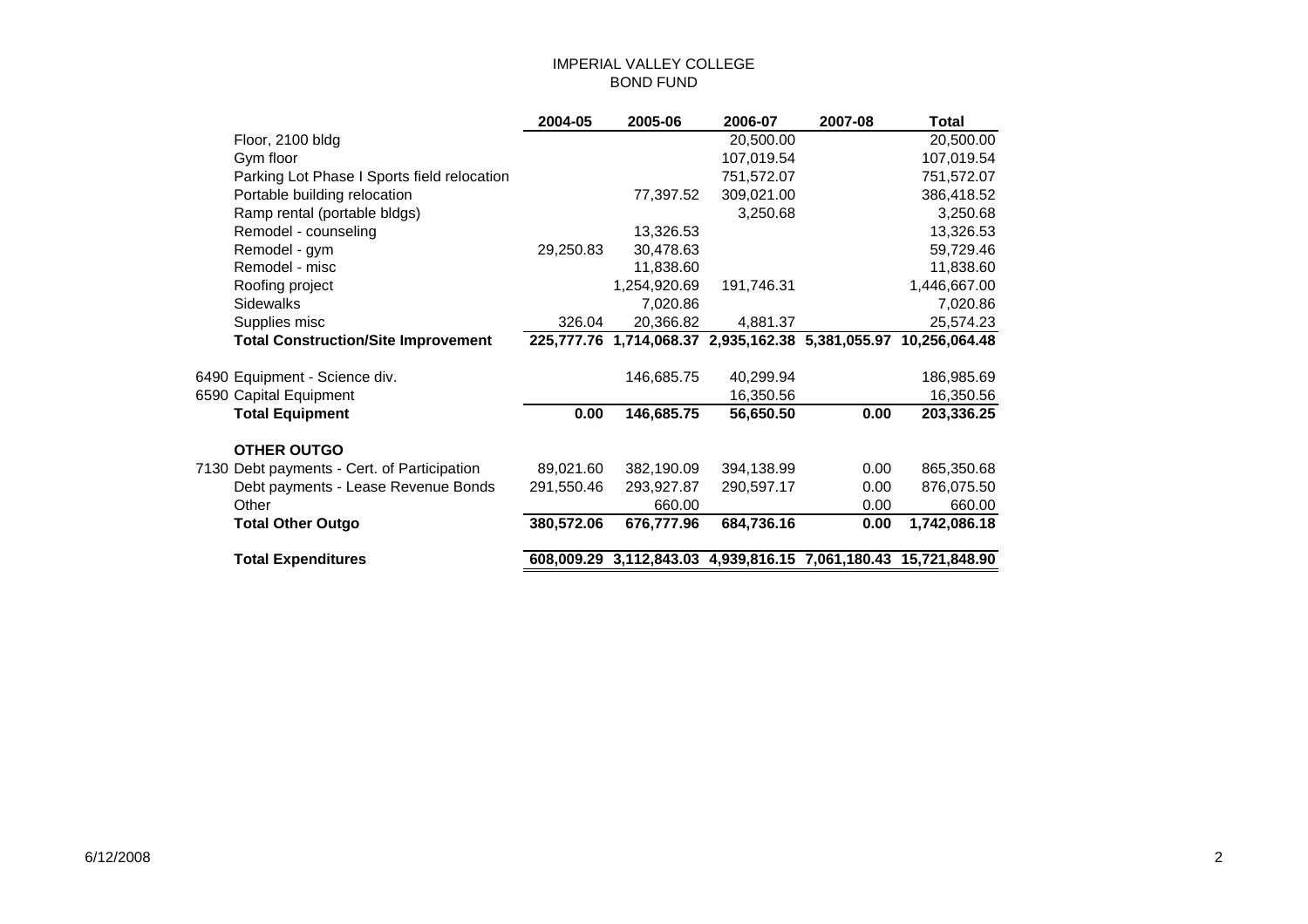IMPERIAL VALLEY COLLEGE
BOND FUND

| | | 2004-05 | 2005-06 | 2006-07 | 2007-08 | Total |
|---|---|---|---|---|---|---|
| | Floor, 2100 bldg | | | 20,500.00 | | 20,500.00 |
| | Gym floor | | | 107,019.54 | | 107,019.54 |
| | Parking Lot Phase I Sports field relocation | | | 751,572.07 | | 751,572.07 |
| | Portable building relocation | | 77,397.52 | 309,021.00 | | 386,418.52 |
| | Ramp rental (portable bldgs) | | | 3,250.68 | | 3,250.68 |
| | Remodel - counseling | | 13,326.53 | | | 13,326.53 |
| | Remodel - gym | 29,250.83 | 30,478.63 | | | 59,729.46 |
| | Remodel - misc | | 11,838.60 | | | 11,838.60 |
| | Roofing project | | 1,254,920.69 | 191,746.31 | | 1,446,667.00 |
| | Sidewalks | | 7,020.86 | | | 7,020.86 |
| | Supplies misc | 326.04 | 20,366.82 | 4,881.37 | | 25,574.23 |
| | **Total Construction/Site Improvement** | **225,777.76** | **1,714,068.37** | **2,935,162.38** | **5,381,055.97** | **10,256,064.48** |
| | | | | | | |
| 6490 | Equipment - Science div. | | 146,685.75 | 40,299.94 | | 186,985.69 |
| 6590 | Capital Equipment | | | 16,350.56 | | 16,350.56 |
| | **Total Equipment** | **0.00** | **146,685.75** | **56,650.50** | **0.00** | **203,336.25** |
| | | | | | | |
| | **OTHER OUTGO** | | | | | |
| 7130 | Debt payments - Cert. of Participation | 89,021.60 | 382,190.09 | 394,138.99 | 0.00 | 865,350.68 |
| | Debt payments - Lease Revenue Bonds | 291,550.46 | 293,927.87 | 290,597.17 | 0.00 | 876,075.50 |
| | Other | | 660.00 | | 0.00 | 660.00 |
| | **Total Other Outgo** | **380,572.06** | **676,777.96** | **684,736.16** | **0.00** | **1,742,086.18** |
| | | | | | | |
| | **Total Expenditures** | **608,009.29** | **3,112,843.03** | **4,939,816.15** | **7,061,180.43** | **15,721,848.90** |

6/12/2008